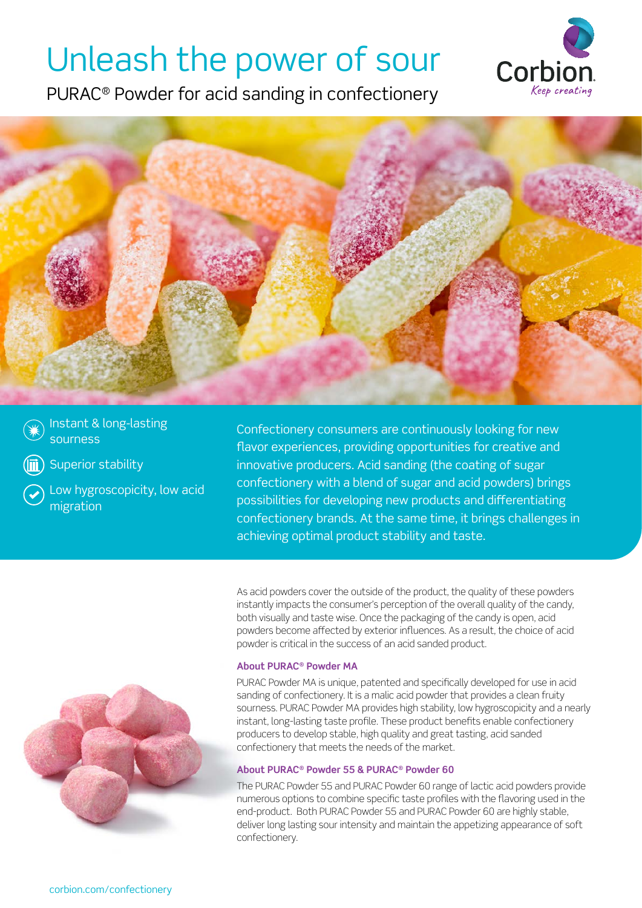# Unleash the power of sour

## PURAC® Powder for acid sanding in confectionery

Corbion. *Keep creating*

- Instant & long-lasting sourness
- Superior stability
- Low hygroscopicity, low acid migration

Confectionery consumers are continuously looking for new flavor experiences, providing opportunities for creative and innovative producers. Acid sanding (the coating of sugar confectionery with a blend of sugar and acid powders) brings possibilities for developing new products and differentiating confectionery brands. At the same time, it brings challenges in achieving optimal product stability and taste.

As acid powders cover the outside of the product, the quality of these powders instantly impacts the consumer's perception of the overall quality of the candy, both visually and taste wise. Once the packaging of the candy is open, acid powders become affected by exterior influences. As a result, the choice of acid powder is critical in the success of an acid sanded product.

### About PURAC® Powder MA

PURAC Powder MA is unique, patented and specifically developed for use in acid sanding of confectionery. It is a malic acid powder that provides a clean fruity sourness. PURAC Powder MA provides high stability, low hygroscopicity and a nearly instant, long-lasting taste profile. These product benefits enable confectionery producers to develop stable, high quality and great tasting, acid sanded confectionery that meets the needs of the market.

### About PURAC® Powder 55 & PURAC® Powder 60

The PURAC Powder 55 and PURAC Powder 60 range of lactic acid powders provide numerous options to combine specific taste profiles with the flavoring used in the end-product. Both PURAC Powder 55 and PURAC Powder 60 are highly stable, deliver long lasting sour intensity and maintain the appetizing appearance of soft confectionery.

corbion.com/confectionery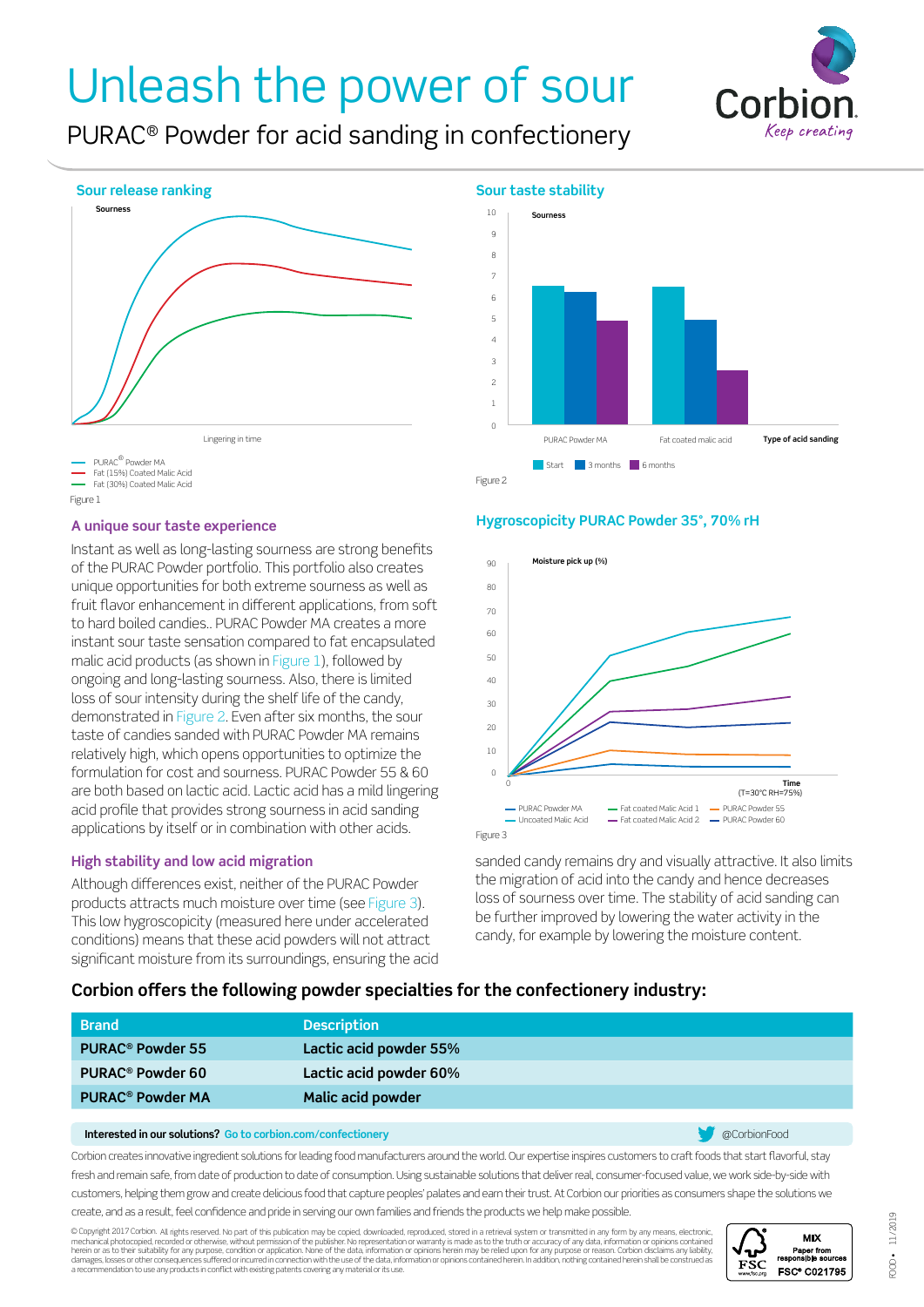# Unleash the power of sour

PURAC® Powder for acid sanding in confectionery

Corbion
Keep creating

## Sour release ranking

Sourness

Lingering in time

PURAC® Powder MA
Fat (15%) Coated Malic Acid
Fat (30%) Coated Malic Acid

Figure 1

## Sour taste stability

Sourness

10
9
8
7
6
5
4
3
2
1
0

PURAC Powder MA
Fat coated malic acid
Type of acid sanding

Start
3 months
6 months

Figure 2

## A unique sour taste experience

Instant as well as long-lasting sourness are strong benefits of the PURAC Powder portfolio. This portfolio also creates unique opportunities for both extreme sourness as well as fruit flavor enhancement in different applications, from soft to hard boiled candies.. PURAC Powder MA creates a more instant sour taste sensation compared to fat encapsulated malic acid products (as shown in Figure 1), followed by ongoing and long-lasting sourness. Also, there is limited loss of sour intensity during the shelf life of the candy, demonstrated in Figure 2. Even after six months, the sour taste of candies sanded with PURAC Powder MA remains relatively high, which opens opportunities to optimize the formulation for cost and sourness. PURAC Powder 55 & 60 are both based on lactic acid. Lactic acid has a mild lingering acid profile that provides strong sourness in acid sanding applications by itself or in combination with other acids.

## Hygroscopicity PURAC Powder 35°, 70% rH

Moisture pick up (%)

90
80
70
60
50
40
30
20
10
0

0

Time
(T=30°C RH=75%)

PURAC Powder MA
Uncoated Malic Acid
Fat coated Malic Acid 1
Fat coated Malic Acid 2
PURAC Powder 55
PURAC Powder 60

Figure 3

## High stability and low acid migration

Although differences exist, neither of the PURAC Powder products attracts much moisture over time (see Figure 3). This low hygroscopicity (measured here under accelerated conditions) means that these acid powders will not attract significant moisture from its surroundings, ensuring the acid sanded candy remains dry and visually attractive. It also limits the migration of acid into the candy and hence decreases loss of sourness over time. The stability of acid sanding can be further improved by lowering the water activity in the candy, for example by lowering the moisture content.

## Corbion offers the following powder specialties for the confectionery industry:

| Brand | Description |
|---|---|
| **PURAC® Powder 55** | **Lactic acid powder 55%** |
| **PURAC® Powder 60** | **Lactic acid powder 60%** |
| **PURAC® Powder MA** | **Malic acid powder** |

**Interested in our solutions?** Go to corbion.com/confectionery

@CorbionFood

Corbion creates innovative ingredient solutions for leading food manufacturers around the world. Our expertise inspires customers to craft foods that start flavorful, stay fresh and remain safe, from date of production to date of consumption. Using sustainable solutions that deliver real, consumer-focused value, we work side-by-side with customers, helping them grow and create delicious food that capture peoples' palates and earn their trust. At Corbion our priorities as consumers shape the solutions we create, and as a result, feel confidence and pride in serving our own families and friends the products we help make possible.

© Copyright 2017 Corbion. All rights reserved. No part of this publication may be copied, downloaded, reproduced, stored in a retrieval system or transmitted in any form by any means, electronic, mechanical photocopied, recorded or otherwise, without permission of the publisher. No representation or warranty is made as to the truth or accuracy of any data, information or opinions contained herein or as to their suitability for any purpose, condition or application. None of the data, information or opinions herein may be relied upon for any purpose or reason. Corbion disclaims any liability, damages, losses or other consequences suffered or incurred in connection with the use of the data, information or opinions contained herein. In addition, nothing contained herein shall be construed as a recommendation to use any products in conflict with existing patents covering any material or its use.

FSC MIX Paper from responsible sources FSC® C021795

FOOD • 11/2019